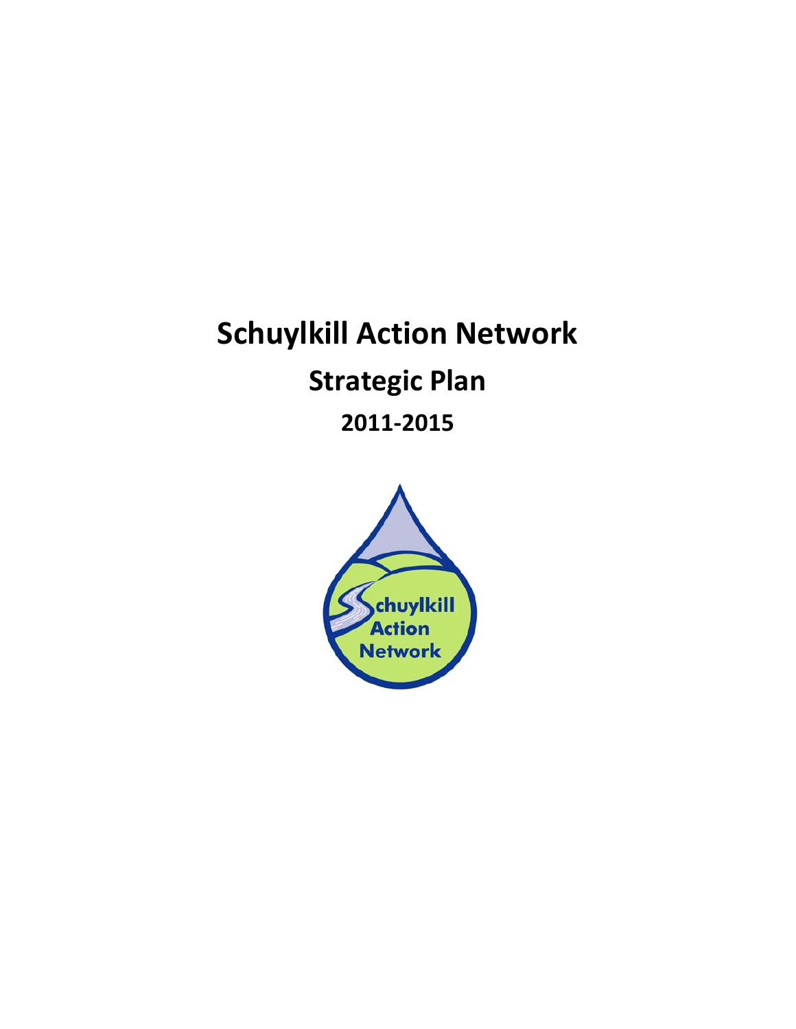# Schuylkill Action Network

## Strategic Plan

### 2011-2015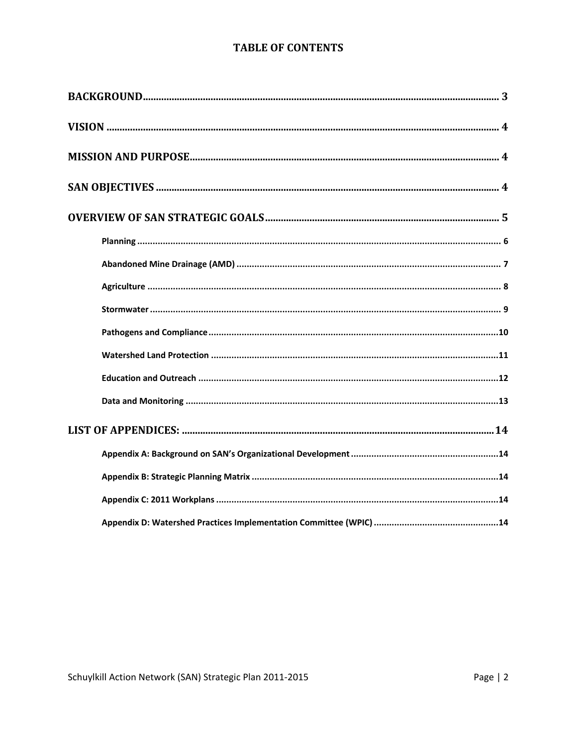# TABLE OF CONTENTS

**BACKGROUND** ........................................................................................................................ 3

**VISION** ........................................................................................................................ 4

**MISSION AND PURPOSE** ........................................................................................................................ 4

**SAN OBJECTIVES** ........................................................................................................................ 4

**OVERVIEW OF SAN STRATEGIC GOALS** ........................................................................................................................ 5

- **Planning** ........................................................................................................................ 6
- **Abandoned Mine Drainage (AMD)** ........................................................................................................................ 7
- **Agriculture** ........................................................................................................................ 8
- **Stormwater** ........................................................................................................................ 9
- **Pathogens and Compliance** ........................................................................................................................ 10
- **Watershed Land Protection** ........................................................................................................................ 11
- **Education and Outreach** ........................................................................................................................ 12
- **Data and Monitoring** ........................................................................................................................ 13

**LIST OF APPENDICES:** ........................................................................................................................ 14

- **Appendix A: Background on SAN's Organizational Development** ........................................................................................................................ 14
- **Appendix B: Strategic Planning Matrix** ........................................................................................................................ 14
- **Appendix C: 2011 Workplans** ........................................................................................................................ 14
- **Appendix D: Watershed Practices Implementation Committee (WPIC)** ........................................................................................................................ 14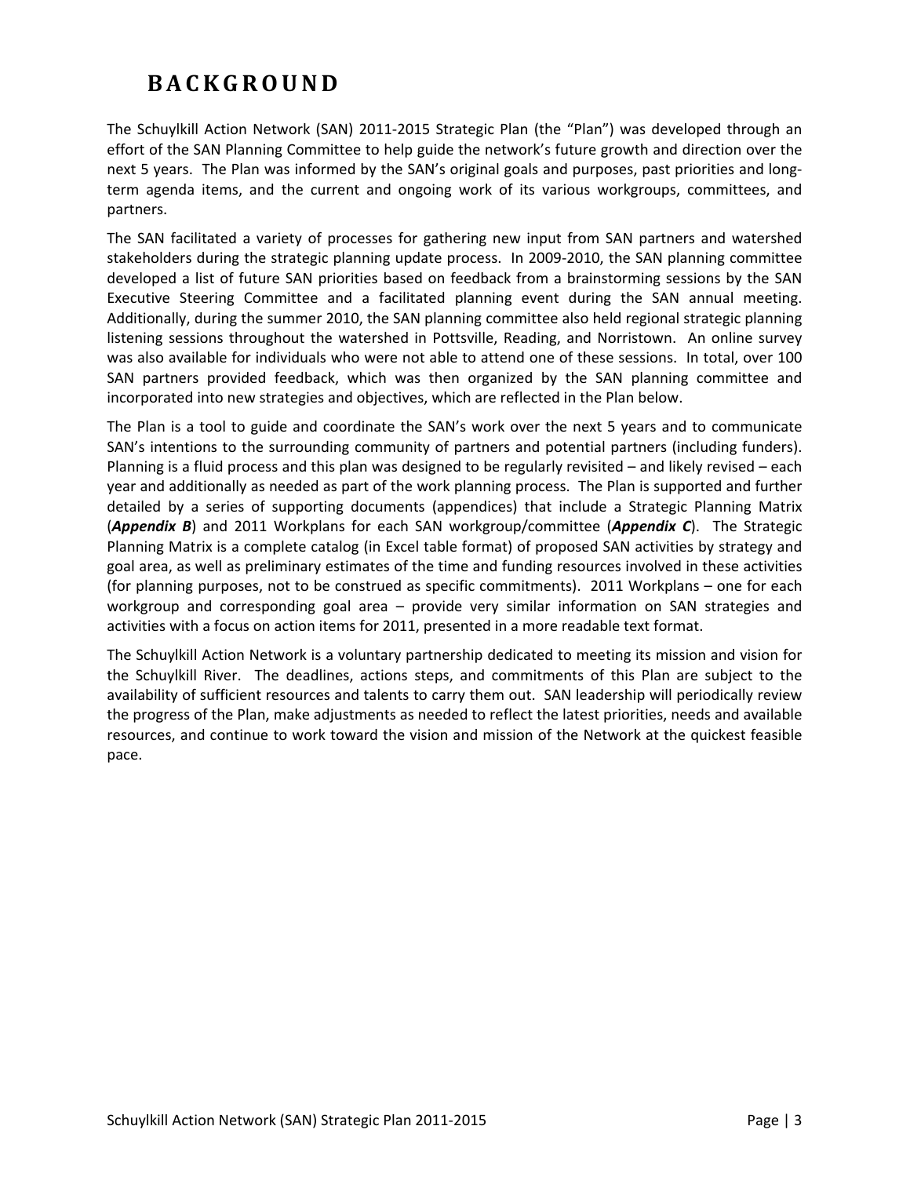# BACKGROUND

The Schuylkill Action Network (SAN) 2011-2015 Strategic Plan (the "Plan") was developed through an effort of the SAN Planning Committee to help guide the network's future growth and direction over the next 5 years. The Plan was informed by the SAN's original goals and purposes, past priorities and long-term agenda items, and the current and ongoing work of its various workgroups, committees, and partners.

The SAN facilitated a variety of processes for gathering new input from SAN partners and watershed stakeholders during the strategic planning update process. In 2009-2010, the SAN planning committee developed a list of future SAN priorities based on feedback from a brainstorming sessions by the SAN Executive Steering Committee and a facilitated planning event during the SAN annual meeting. Additionally, during the summer 2010, the SAN planning committee also held regional strategic planning listening sessions throughout the watershed in Pottsville, Reading, and Norristown. An online survey was also available for individuals who were not able to attend one of these sessions. In total, over 100 SAN partners provided feedback, which was then organized by the SAN planning committee and incorporated into new strategies and objectives, which are reflected in the Plan below.

The Plan is a tool to guide and coordinate the SAN's work over the next 5 years and to communicate SAN's intentions to the surrounding community of partners and potential partners (including funders). Planning is a fluid process and this plan was designed to be regularly revisited – and likely revised – each year and additionally as needed as part of the work planning process. The Plan is supported and further detailed by a series of supporting documents (appendices) that include a Strategic Planning Matrix (***Appendix B***) and 2011 Workplans for each SAN workgroup/committee (***Appendix C***). The Strategic Planning Matrix is a complete catalog (in Excel table format) of proposed SAN activities by strategy and goal area, as well as preliminary estimates of the time and funding resources involved in these activities (for planning purposes, not to be construed as specific commitments). 2011 Workplans – one for each workgroup and corresponding goal area – provide very similar information on SAN strategies and activities with a focus on action items for 2011, presented in a more readable text format.

The Schuylkill Action Network is a voluntary partnership dedicated to meeting its mission and vision for the Schuylkill River. The deadlines, actions steps, and commitments of this Plan are subject to the availability of sufficient resources and talents to carry them out. SAN leadership will periodically review the progress of the Plan, make adjustments as needed to reflect the latest priorities, needs and available resources, and continue to work toward the vision and mission of the Network at the quickest feasible pace.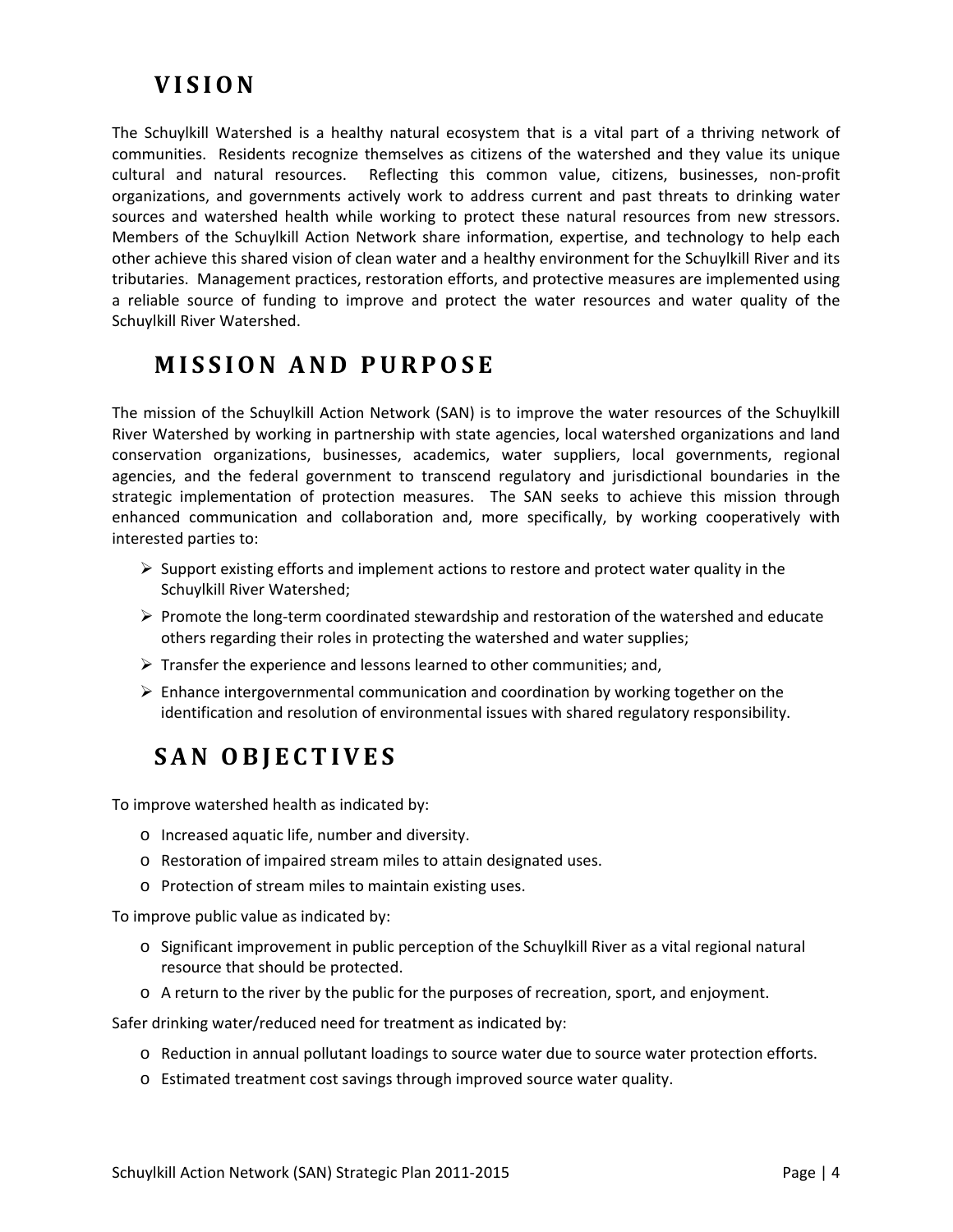# VISION

The Schuylkill Watershed is a healthy natural ecosystem that is a vital part of a thriving network of communities. Residents recognize themselves as citizens of the watershed and they value its unique cultural and natural resources. Reflecting this common value, citizens, businesses, non-profit organizations, and governments actively work to address current and past threats to drinking water sources and watershed health while working to protect these natural resources from new stressors. Members of the Schuylkill Action Network share information, expertise, and technology to help each other achieve this shared vision of clean water and a healthy environment for the Schuylkill River and its tributaries. Management practices, restoration efforts, and protective measures are implemented using a reliable source of funding to improve and protect the water resources and water quality of the Schuylkill River Watershed.

# MISSION AND PURPOSE

The mission of the Schuylkill Action Network (SAN) is to improve the water resources of the Schuylkill River Watershed by working in partnership with state agencies, local watershed organizations and land conservation organizations, businesses, academics, water suppliers, local governments, regional agencies, and the federal government to transcend regulatory and jurisdictional boundaries in the strategic implementation of protection measures. The SAN seeks to achieve this mission through enhanced communication and collaboration and, more specifically, by working cooperatively with interested parties to:

- Support existing efforts and implement actions to restore and protect water quality in the Schuylkill River Watershed;
- Promote the long-term coordinated stewardship and restoration of the watershed and educate others regarding their roles in protecting the watershed and water supplies;
- Transfer the experience and lessons learned to other communities; and,
- Enhance intergovernmental communication and coordination by working together on the identification and resolution of environmental issues with shared regulatory responsibility.

# SAN OBJECTIVES

To improve watershed health as indicated by:

- Increased aquatic life, number and diversity.
- Restoration of impaired stream miles to attain designated uses.
- Protection of stream miles to maintain existing uses.

To improve public value as indicated by:

- Significant improvement in public perception of the Schuylkill River as a vital regional natural resource that should be protected.
- A return to the river by the public for the purposes of recreation, sport, and enjoyment.

Safer drinking water/reduced need for treatment as indicated by:

- Reduction in annual pollutant loadings to source water due to source water protection efforts.
- Estimated treatment cost savings through improved source water quality.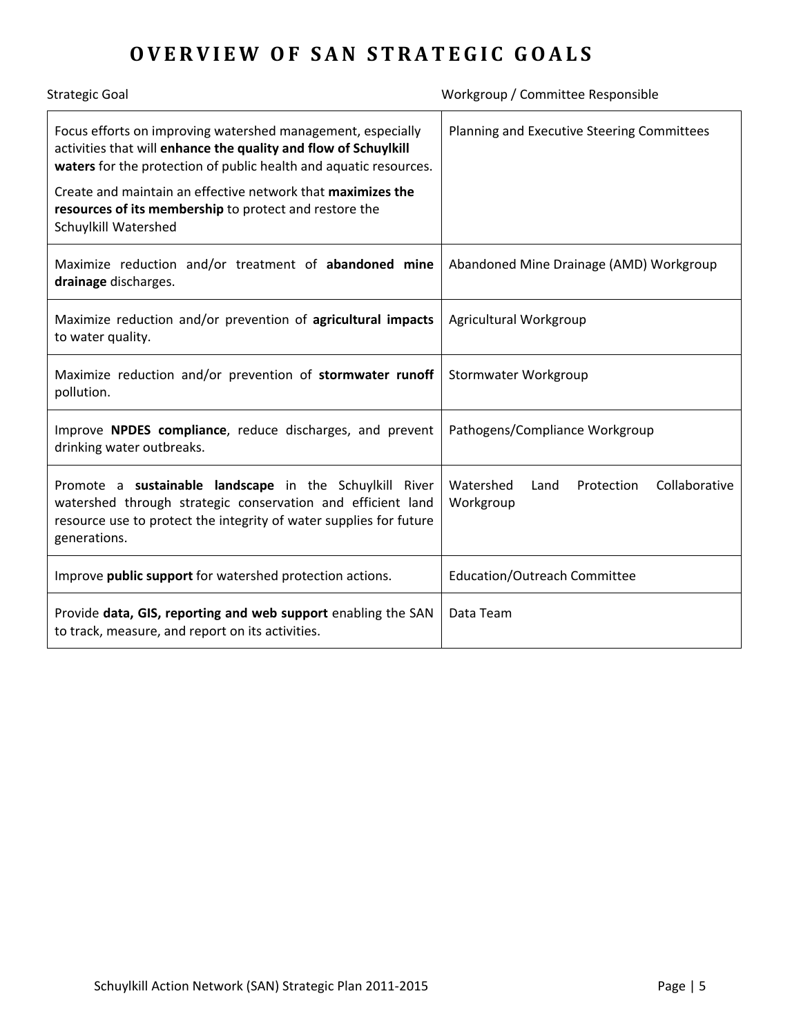# OVERVIEW OF SAN STRATEGIC GOALS

| Strategic Goal | Workgroup / Committee Responsible |
|---|---|
| Focus efforts on improving watershed management, especially activities that will **enhance the quality and flow of Schuylkill waters** for the protection of public health and aquatic resources.<br><br>Create and maintain an effective network that **maximizes the resources of its membership** to protect and restore the Schuylkill Watershed | Planning and Executive Steering Committees |
| Maximize reduction and/or treatment of **abandoned mine drainage** discharges. | Abandoned Mine Drainage (AMD) Workgroup |
| Maximize reduction and/or prevention of **agricultural impacts** to water quality. | Agricultural Workgroup |
| Maximize reduction and/or prevention of **stormwater runoff** pollution. | Stormwater Workgroup |
| Improve **NPDES compliance**, reduce discharges, and prevent drinking water outbreaks. | Pathogens/Compliance Workgroup |
| Promote a **sustainable landscape** in the Schuylkill River watershed through strategic conservation and efficient land resource use to protect the integrity of water supplies for future generations. | Watershed Land Protection Collaborative Workgroup |
| Improve **public support** for watershed protection actions. | Education/Outreach Committee |
| Provide **data, GIS, reporting and web support** enabling the SAN to track, measure, and report on its activities. | Data Team |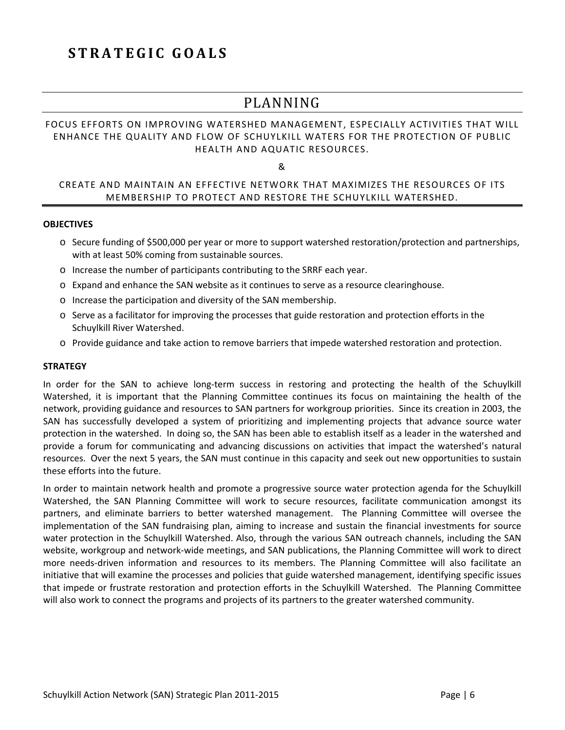# STRATEGIC GOALS

## PLANNING

FOCUS EFFORTS ON IMPROVING WATERSHED MANAGEMENT, ESPECIALLY ACTIVITIES THAT WILL ENHANCE THE QUALITY AND FLOW OF SCHUYLKILL WATERS FOR THE PROTECTION OF PUBLIC HEALTH AND AQUATIC RESOURCES.

&

CREATE AND MAINTAIN AN EFFECTIVE NETWORK THAT MAXIMIZES THE RESOURCES OF ITS MEMBERSHIP TO PROTECT AND RESTORE THE SCHUYLKILL WATERSHED.

**OBJECTIVES**

- Secure funding of $500,000 per year or more to support watershed restoration/protection and partnerships, with at least 50% coming from sustainable sources.
- Increase the number of participants contributing to the SRRF each year.
- Expand and enhance the SAN website as it continues to serve as a resource clearinghouse.
- Increase the participation and diversity of the SAN membership.
- Serve as a facilitator for improving the processes that guide restoration and protection efforts in the Schuylkill River Watershed.
- Provide guidance and take action to remove barriers that impede watershed restoration and protection.

**STRATEGY**

In order for the SAN to achieve long-term success in restoring and protecting the health of the Schuylkill Watershed, it is important that the Planning Committee continues its focus on maintaining the health of the network, providing guidance and resources to SAN partners for workgroup priorities. Since its creation in 2003, the SAN has successfully developed a system of prioritizing and implementing projects that advance source water protection in the watershed. In doing so, the SAN has been able to establish itself as a leader in the watershed and provide a forum for communicating and advancing discussions on activities that impact the watershed's natural resources. Over the next 5 years, the SAN must continue in this capacity and seek out new opportunities to sustain these efforts into the future.

In order to maintain network health and promote a progressive source water protection agenda for the Schuylkill Watershed, the SAN Planning Committee will work to secure resources, facilitate communication amongst its partners, and eliminate barriers to better watershed management. The Planning Committee will oversee the implementation of the SAN fundraising plan, aiming to increase and sustain the financial investments for source water protection in the Schuylkill Watershed. Also, through the various SAN outreach channels, including the SAN website, workgroup and network-wide meetings, and SAN publications, the Planning Committee will work to direct more needs-driven information and resources to its members. The Planning Committee will also facilitate an initiative that will examine the processes and policies that guide watershed management, identifying specific issues that impede or frustrate restoration and protection efforts in the Schuylkill Watershed. The Planning Committee will also work to connect the programs and projects of its partners to the greater watershed community.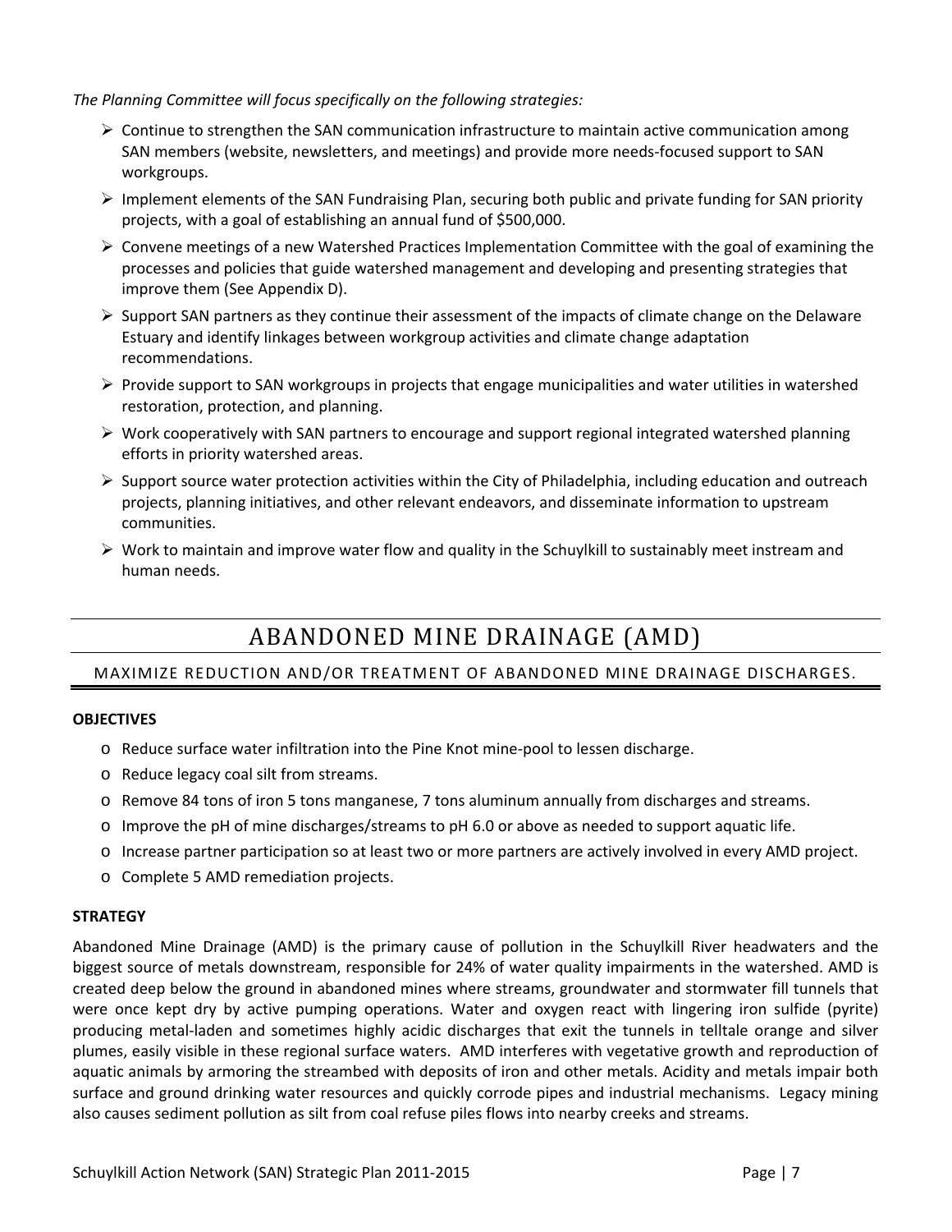*The Planning Committee will focus specifically on the following strategies:*

- Continue to strengthen the SAN communication infrastructure to maintain active communication among SAN members (website, newsletters, and meetings) and provide more needs-focused support to SAN workgroups.
- Implement elements of the SAN Fundraising Plan, securing both public and private funding for SAN priority projects, with a goal of establishing an annual fund of $500,000.
- Convene meetings of a new Watershed Practices Implementation Committee with the goal of examining the processes and policies that guide watershed management and developing and presenting strategies that improve them (See Appendix D).
- Support SAN partners as they continue their assessment of the impacts of climate change on the Delaware Estuary and identify linkages between workgroup activities and climate change adaptation recommendations.
- Provide support to SAN workgroups in projects that engage municipalities and water utilities in watershed restoration, protection, and planning.
- Work cooperatively with SAN partners to encourage and support regional integrated watershed planning efforts in priority watershed areas.
- Support source water protection activities within the City of Philadelphia, including education and outreach projects, planning initiatives, and other relevant endeavors, and disseminate information to upstream communities.
- Work to maintain and improve water flow and quality in the Schuylkill to sustainably meet instream and human needs.

# ABANDONED MINE DRAINAGE (AMD)

## MAXIMIZE REDUCTION AND/OR TREATMENT OF ABANDONED MINE DRAINAGE DISCHARGES.

**OBJECTIVES**

- Reduce surface water infiltration into the Pine Knot mine-pool to lessen discharge.
- Reduce legacy coal silt from streams.
- Remove 84 tons of iron 5 tons manganese, 7 tons aluminum annually from discharges and streams.
- Improve the pH of mine discharges/streams to pH 6.0 or above as needed to support aquatic life.
- Increase partner participation so at least two or more partners are actively involved in every AMD project.
- Complete 5 AMD remediation projects.

**STRATEGY**

Abandoned Mine Drainage (AMD) is the primary cause of pollution in the Schuylkill River headwaters and the biggest source of metals downstream, responsible for 24% of water quality impairments in the watershed. AMD is created deep below the ground in abandoned mines where streams, groundwater and stormwater fill tunnels that were once kept dry by active pumping operations. Water and oxygen react with lingering iron sulfide (pyrite) producing metal-laden and sometimes highly acidic discharges that exit the tunnels in telltale orange and silver plumes, easily visible in these regional surface waters. AMD interferes with vegetative growth and reproduction of aquatic animals by armoring the streambed with deposits of iron and other metals. Acidity and metals impair both surface and ground drinking water resources and quickly corrode pipes and industrial mechanisms. Legacy mining also causes sediment pollution as silt from coal refuse piles flows into nearby creeks and streams.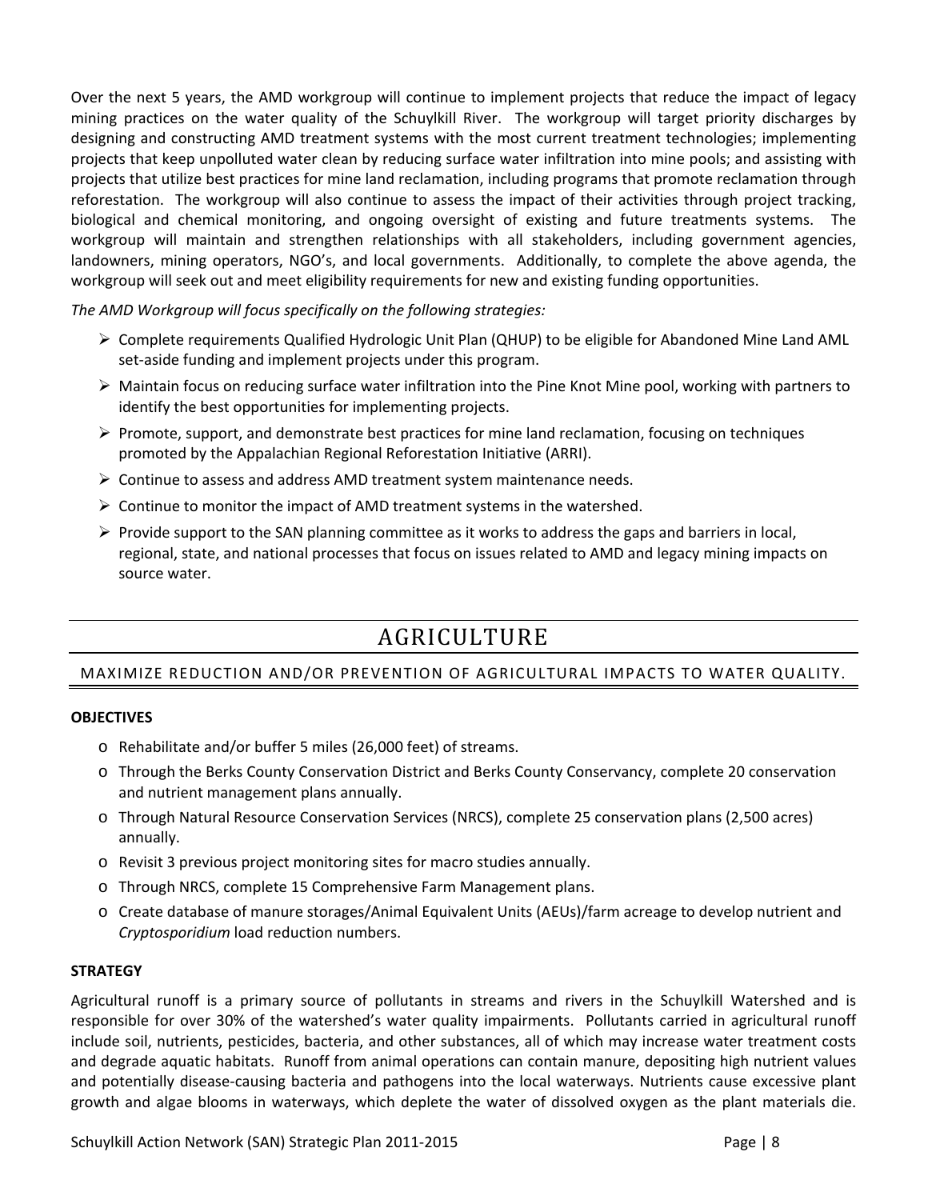Over the next 5 years, the AMD workgroup will continue to implement projects that reduce the impact of legacy mining practices on the water quality of the Schuylkill River. The workgroup will target priority discharges by designing and constructing AMD treatment systems with the most current treatment technologies; implementing projects that keep unpolluted water clean by reducing surface water infiltration into mine pools; and assisting with projects that utilize best practices for mine land reclamation, including programs that promote reclamation through reforestation. The workgroup will also continue to assess the impact of their activities through project tracking, biological and chemical monitoring, and ongoing oversight of existing and future treatments systems. The workgroup will maintain and strengthen relationships with all stakeholders, including government agencies, landowners, mining operators, NGO's, and local governments. Additionally, to complete the above agenda, the workgroup will seek out and meet eligibility requirements for new and existing funding opportunities.

*The AMD Workgroup will focus specifically on the following strategies:*

- Complete requirements Qualified Hydrologic Unit Plan (QHUP) to be eligible for Abandoned Mine Land AML set-aside funding and implement projects under this program.
- Maintain focus on reducing surface water infiltration into the Pine Knot Mine pool, working with partners to identify the best opportunities for implementing projects.
- Promote, support, and demonstrate best practices for mine land reclamation, focusing on techniques promoted by the Appalachian Regional Reforestation Initiative (ARRI).
- Continue to assess and address AMD treatment system maintenance needs.
- Continue to monitor the impact of AMD treatment systems in the watershed.
- Provide support to the SAN planning committee as it works to address the gaps and barriers in local, regional, state, and national processes that focus on issues related to AMD and legacy mining impacts on source water.

# AGRICULTURE

## MAXIMIZE REDUCTION AND/OR PREVENTION OF AGRICULTURAL IMPACTS TO WATER QUALITY.

**OBJECTIVES**

- Rehabilitate and/or buffer 5 miles (26,000 feet) of streams.
- Through the Berks County Conservation District and Berks County Conservancy, complete 20 conservation and nutrient management plans annually.
- Through Natural Resource Conservation Services (NRCS), complete 25 conservation plans (2,500 acres) annually.
- Revisit 3 previous project monitoring sites for macro studies annually.
- Through NRCS, complete 15 Comprehensive Farm Management plans.
- Create database of manure storages/Animal Equivalent Units (AEUs)/farm acreage to develop nutrient and *Cryptosporidium* load reduction numbers.

**STRATEGY**

Agricultural runoff is a primary source of pollutants in streams and rivers in the Schuylkill Watershed and is responsible for over 30% of the watershed's water quality impairments. Pollutants carried in agricultural runoff include soil, nutrients, pesticides, bacteria, and other substances, all of which may increase water treatment costs and degrade aquatic habitats. Runoff from animal operations can contain manure, depositing high nutrient values and potentially disease-causing bacteria and pathogens into the local waterways. Nutrients cause excessive plant growth and algae blooms in waterways, which deplete the water of dissolved oxygen as the plant materials die.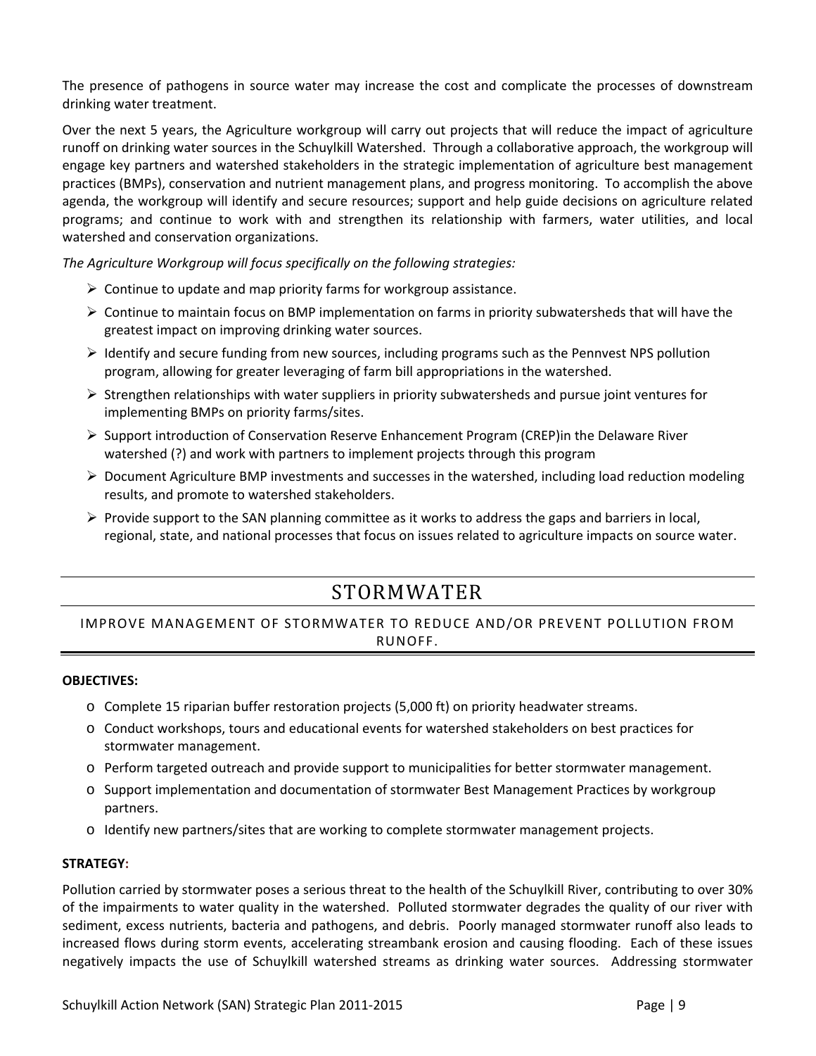The presence of pathogens in source water may increase the cost and complicate the processes of downstream drinking water treatment.

Over the next 5 years, the Agriculture workgroup will carry out projects that will reduce the impact of agriculture runoff on drinking water sources in the Schuylkill Watershed. Through a collaborative approach, the workgroup will engage key partners and watershed stakeholders in the strategic implementation of agriculture best management practices (BMPs), conservation and nutrient management plans, and progress monitoring. To accomplish the above agenda, the workgroup will identify and secure resources; support and help guide decisions on agriculture related programs; and continue to work with and strengthen its relationship with farmers, water utilities, and local watershed and conservation organizations.

*The Agriculture Workgroup will focus specifically on the following strategies:*

- Continue to update and map priority farms for workgroup assistance.
- Continue to maintain focus on BMP implementation on farms in priority subwatersheds that will have the greatest impact on improving drinking water sources.
- Identify and secure funding from new sources, including programs such as the Pennvest NPS pollution program, allowing for greater leveraging of farm bill appropriations in the watershed.
- Strengthen relationships with water suppliers in priority subwatersheds and pursue joint ventures for implementing BMPs on priority farms/sites.
- Support introduction of Conservation Reserve Enhancement Program (CREP)in the Delaware River watershed (?) and work with partners to implement projects through this program
- Document Agriculture BMP investments and successes in the watershed, including load reduction modeling results, and promote to watershed stakeholders.
- Provide support to the SAN planning committee as it works to address the gaps and barriers in local, regional, state, and national processes that focus on issues related to agriculture impacts on source water.

# STORMWATER

## IMPROVE MANAGEMENT OF STORMWATER TO REDUCE AND/OR PREVENT POLLUTION FROM RUNOFF.

**OBJECTIVES:**

- Complete 15 riparian buffer restoration projects (5,000 ft) on priority headwater streams.
- Conduct workshops, tours and educational events for watershed stakeholders on best practices for stormwater management.
- Perform targeted outreach and provide support to municipalities for better stormwater management.
- Support implementation and documentation of stormwater Best Management Practices by workgroup partners.
- Identify new partners/sites that are working to complete stormwater management projects.

**STRATEGY:**

Pollution carried by stormwater poses a serious threat to the health of the Schuylkill River, contributing to over 30% of the impairments to water quality in the watershed. Polluted stormwater degrades the quality of our river with sediment, excess nutrients, bacteria and pathogens, and debris. Poorly managed stormwater runoff also leads to increased flows during storm events, accelerating streambank erosion and causing flooding. Each of these issues negatively impacts the use of Schuylkill watershed streams as drinking water sources. Addressing stormwater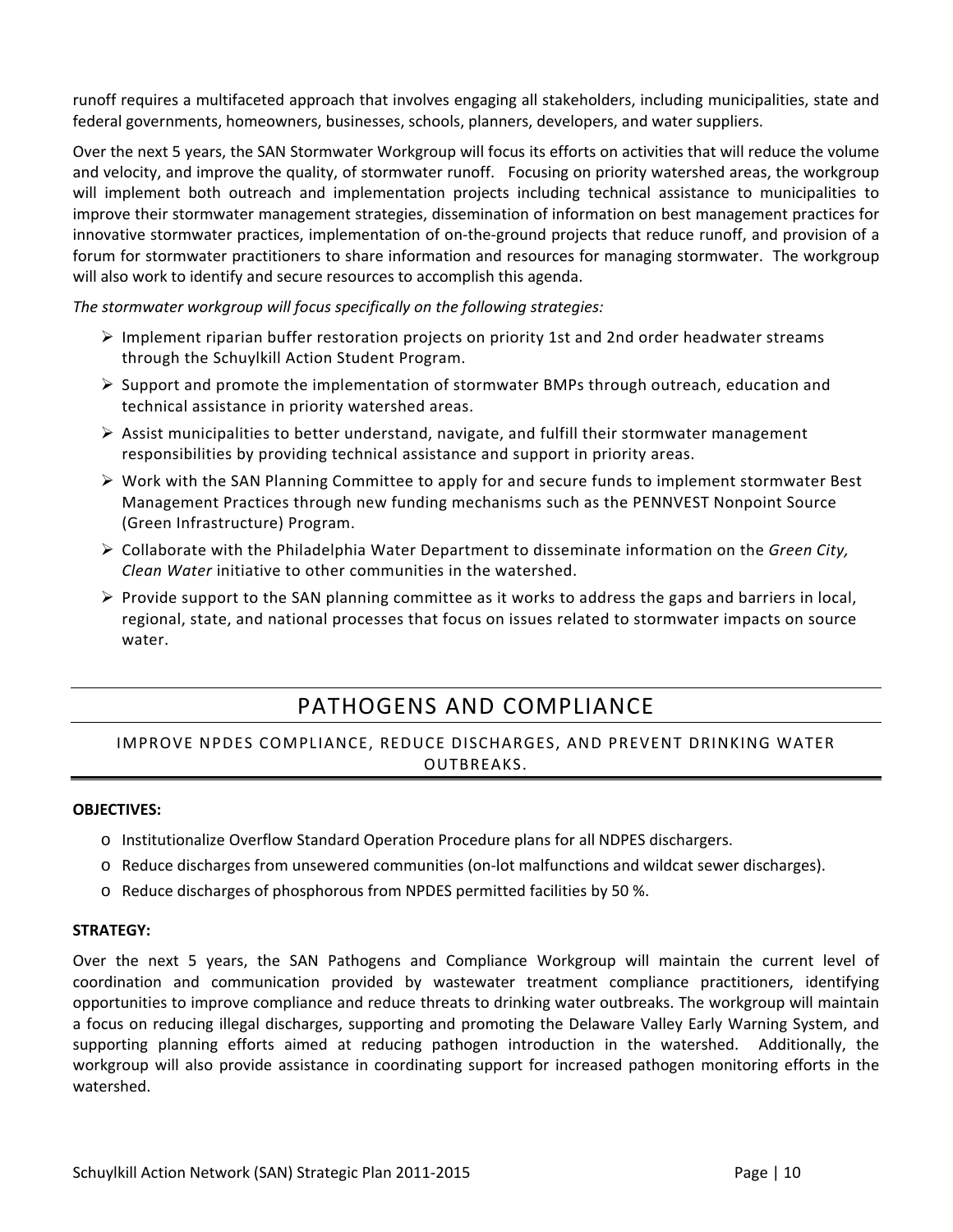runoff requires a multifaceted approach that involves engaging all stakeholders, including municipalities, state and federal governments, homeowners, businesses, schools, planners, developers, and water suppliers.

Over the next 5 years, the SAN Stormwater Workgroup will focus its efforts on activities that will reduce the volume and velocity, and improve the quality, of stormwater runoff. Focusing on priority watershed areas, the workgroup will implement both outreach and implementation projects including technical assistance to municipalities to improve their stormwater management strategies, dissemination of information on best management practices for innovative stormwater practices, implementation of on-the-ground projects that reduce runoff, and provision of a forum for stormwater practitioners to share information and resources for managing stormwater. The workgroup will also work to identify and secure resources to accomplish this agenda.

*The stormwater workgroup will focus specifically on the following strategies:*

- Implement riparian buffer restoration projects on priority 1st and 2nd order headwater streams through the Schuylkill Action Student Program.
- Support and promote the implementation of stormwater BMPs through outreach, education and technical assistance in priority watershed areas.
- Assist municipalities to better understand, navigate, and fulfill their stormwater management responsibilities by providing technical assistance and support in priority areas.
- Work with the SAN Planning Committee to apply for and secure funds to implement stormwater Best Management Practices through new funding mechanisms such as the PENNVEST Nonpoint Source (Green Infrastructure) Program.
- Collaborate with the Philadelphia Water Department to disseminate information on the *Green City, Clean Water* initiative to other communities in the watershed.
- Provide support to the SAN planning committee as it works to address the gaps and barriers in local, regional, state, and national processes that focus on issues related to stormwater impacts on source water.

# PATHOGENS AND COMPLIANCE

## IMPROVE NPDES COMPLIANCE, REDUCE DISCHARGES, AND PREVENT DRINKING WATER OUTBREAKS.

**OBJECTIVES:**

- Institutionalize Overflow Standard Operation Procedure plans for all NDPES dischargers.
- Reduce discharges from unsewered communities (on-lot malfunctions and wildcat sewer discharges).
- Reduce discharges of phosphorous from NPDES permitted facilities by 50 %.

**STRATEGY:**

Over the next 5 years, the SAN Pathogens and Compliance Workgroup will maintain the current level of coordination and communication provided by wastewater treatment compliance practitioners, identifying opportunities to improve compliance and reduce threats to drinking water outbreaks. The workgroup will maintain a focus on reducing illegal discharges, supporting and promoting the Delaware Valley Early Warning System, and supporting planning efforts aimed at reducing pathogen introduction in the watershed. Additionally, the workgroup will also provide assistance in coordinating support for increased pathogen monitoring efforts in the watershed.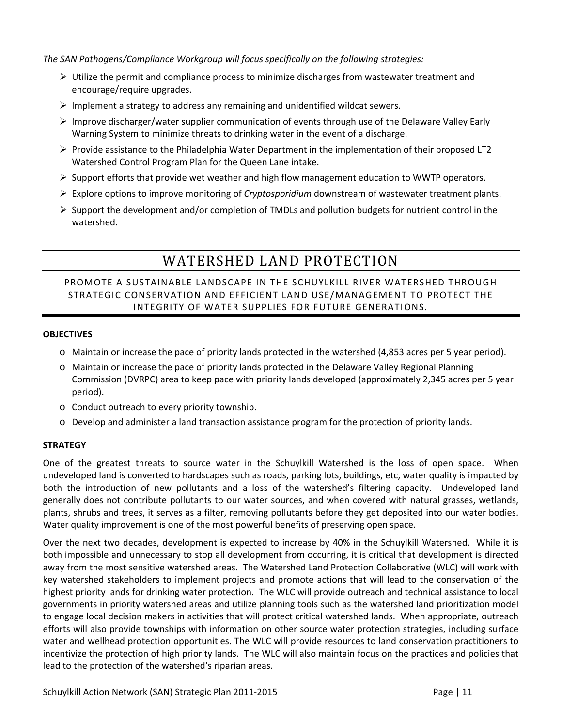*The SAN Pathogens/Compliance Workgroup will focus specifically on the following strategies:*

- Utilize the permit and compliance process to minimize discharges from wastewater treatment and encourage/require upgrades.
- Implement a strategy to address any remaining and unidentified wildcat sewers.
- Improve discharger/water supplier communication of events through use of the Delaware Valley Early Warning System to minimize threats to drinking water in the event of a discharge.
- Provide assistance to the Philadelphia Water Department in the implementation of their proposed LT2 Watershed Control Program Plan for the Queen Lane intake.
- Support efforts that provide wet weather and high flow management education to WWTP operators.
- Explore options to improve monitoring of *Cryptosporidium* downstream of wastewater treatment plants.
- Support the development and/or completion of TMDLs and pollution budgets for nutrient control in the watershed.

# WATERSHED LAND PROTECTION

PROMOTE A SUSTAINABLE LANDSCAPE IN THE SCHUYLKILL RIVER WATERSHED THROUGH STRATEGIC CONSERVATION AND EFFICIENT LAND USE/MANAGEMENT TO PROTECT THE INTEGRITY OF WATER SUPPLIES FOR FUTURE GENERATIONS.

**OBJECTIVES**

- Maintain or increase the pace of priority lands protected in the watershed (4,853 acres per 5 year period).
- Maintain or increase the pace of priority lands protected in the Delaware Valley Regional Planning Commission (DVRPC) area to keep pace with priority lands developed (approximately 2,345 acres per 5 year period).
- Conduct outreach to every priority township.
- Develop and administer a land transaction assistance program for the protection of priority lands.

**STRATEGY**

One of the greatest threats to source water in the Schuylkill Watershed is the loss of open space. When undeveloped land is converted to hardscapes such as roads, parking lots, buildings, etc, water quality is impacted by both the introduction of new pollutants and a loss of the watershed's filtering capacity. Undeveloped land generally does not contribute pollutants to our water sources, and when covered with natural grasses, wetlands, plants, shrubs and trees, it serves as a filter, removing pollutants before they get deposited into our water bodies. Water quality improvement is one of the most powerful benefits of preserving open space.

Over the next two decades, development is expected to increase by 40% in the Schuylkill Watershed. While it is both impossible and unnecessary to stop all development from occurring, it is critical that development is directed away from the most sensitive watershed areas. The Watershed Land Protection Collaborative (WLC) will work with key watershed stakeholders to implement projects and promote actions that will lead to the conservation of the highest priority lands for drinking water protection. The WLC will provide outreach and technical assistance to local governments in priority watershed areas and utilize planning tools such as the watershed land prioritization model to engage local decision makers in activities that will protect critical watershed lands. When appropriate, outreach efforts will also provide townships with information on other source water protection strategies, including surface water and wellhead protection opportunities. The WLC will provide resources to land conservation practitioners to incentivize the protection of high priority lands. The WLC will also maintain focus on the practices and policies that lead to the protection of the watershed's riparian areas.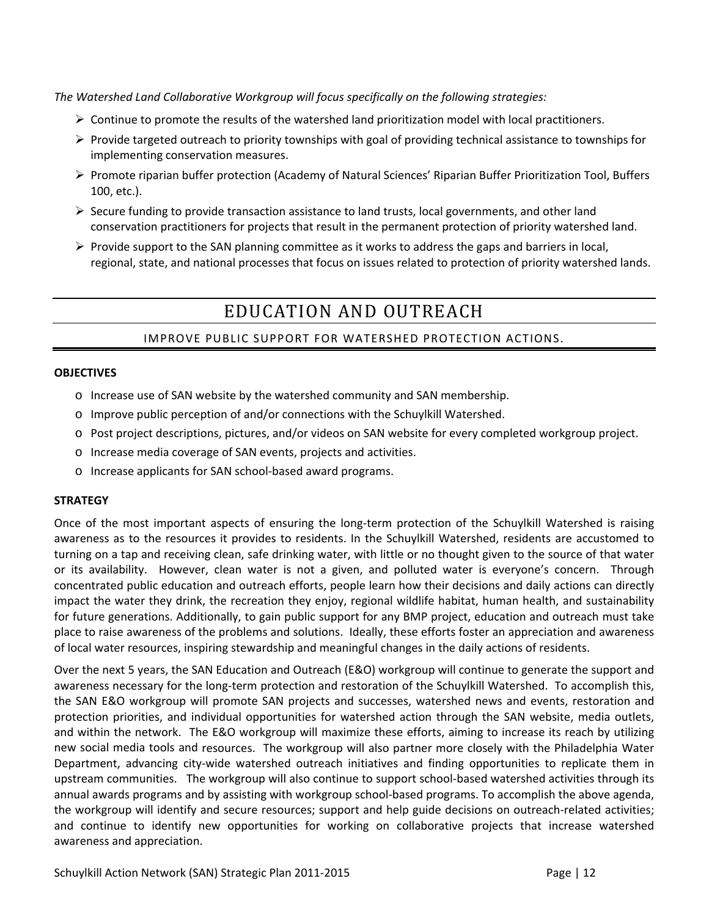*The Watershed Land Collaborative Workgroup will focus specifically on the following strategies:*

- Continue to promote the results of the watershed land prioritization model with local practitioners.
- Provide targeted outreach to priority townships with goal of providing technical assistance to townships for implementing conservation measures.
- Promote riparian buffer protection (Academy of Natural Sciences' Riparian Buffer Prioritization Tool, Buffers 100, etc.).
- Secure funding to provide transaction assistance to land trusts, local governments, and other land conservation practitioners for projects that result in the permanent protection of priority watershed land.
- Provide support to the SAN planning committee as it works to address the gaps and barriers in local, regional, state, and national processes that focus on issues related to protection of priority watershed lands.

# EDUCATION AND OUTREACH

## IMPROVE PUBLIC SUPPORT FOR WATERSHED PROTECTION ACTIONS.

**OBJECTIVES**

- Increase use of SAN website by the watershed community and SAN membership.
- Improve public perception of and/or connections with the Schuylkill Watershed.
- Post project descriptions, pictures, and/or videos on SAN website for every completed workgroup project.
- Increase media coverage of SAN events, projects and activities.
- Increase applicants for SAN school-based award programs.

**STRATEGY**

Once of the most important aspects of ensuring the long-term protection of the Schuylkill Watershed is raising awareness as to the resources it provides to residents. In the Schuylkill Watershed, residents are accustomed to turning on a tap and receiving clean, safe drinking water, with little or no thought given to the source of that water or its availability. However, clean water is not a given, and polluted water is everyone's concern. Through concentrated public education and outreach efforts, people learn how their decisions and daily actions can directly impact the water they drink, the recreation they enjoy, regional wildlife habitat, human health, and sustainability for future generations. Additionally, to gain public support for any BMP project, education and outreach must take place to raise awareness of the problems and solutions. Ideally, these efforts foster an appreciation and awareness of local water resources, inspiring stewardship and meaningful changes in the daily actions of residents.

Over the next 5 years, the SAN Education and Outreach (E&O) workgroup will continue to generate the support and awareness necessary for the long-term protection and restoration of the Schuylkill Watershed. To accomplish this, the SAN E&O workgroup will promote SAN projects and successes, watershed news and events, restoration and protection priorities, and individual opportunities for watershed action through the SAN website, media outlets, and within the network. The E&O workgroup will maximize these efforts, aiming to increase its reach by utilizing new social media tools and resources. The workgroup will also partner more closely with the Philadelphia Water Department, advancing city-wide watershed outreach initiatives and finding opportunities to replicate them in upstream communities. The workgroup will also continue to support school-based watershed activities through its annual awards programs and by assisting with workgroup school-based programs. To accomplish the above agenda, the workgroup will identify and secure resources; support and help guide decisions on outreach-related activities; and continue to identify new opportunities for working on collaborative projects that increase watershed awareness and appreciation.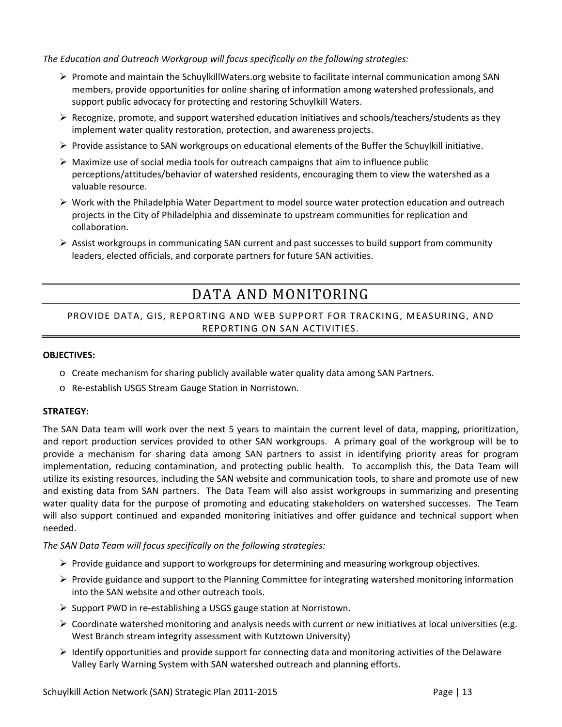*The Education and Outreach Workgroup will focus specifically on the following strategies:*

- Promote and maintain the SchuylkillWaters.org website to facilitate internal communication among SAN members, provide opportunities for online sharing of information among watershed professionals, and support public advocacy for protecting and restoring Schuylkill Waters.
- Recognize, promote, and support watershed education initiatives and schools/teachers/students as they implement water quality restoration, protection, and awareness projects.
- Provide assistance to SAN workgroups on educational elements of the Buffer the Schuylkill initiative.
- Maximize use of social media tools for outreach campaigns that aim to influence public perceptions/attitudes/behavior of watershed residents, encouraging them to view the watershed as a valuable resource.
- Work with the Philadelphia Water Department to model source water protection education and outreach projects in the City of Philadelphia and disseminate to upstream communities for replication and collaboration.
- Assist workgroups in communicating SAN current and past successes to build support from community leaders, elected officials, and corporate partners for future SAN activities.

# DATA AND MONITORING

## PROVIDE DATA, GIS, REPORTING AND WEB SUPPORT FOR TRACKING, MEASURING, AND REPORTING ON SAN ACTIVITIES.

**OBJECTIVES:**

- Create mechanism for sharing publicly available water quality data among SAN Partners.
- Re-establish USGS Stream Gauge Station in Norristown.

**STRATEGY:**

The SAN Data team will work over the next 5 years to maintain the current level of data, mapping, prioritization, and report production services provided to other SAN workgroups. A primary goal of the workgroup will be to provide a mechanism for sharing data among SAN partners to assist in identifying priority areas for program implementation, reducing contamination, and protecting public health. To accomplish this, the Data Team will utilize its existing resources, including the SAN website and communication tools, to share and promote use of new and existing data from SAN partners. The Data Team will also assist workgroups in summarizing and presenting water quality data for the purpose of promoting and educating stakeholders on watershed successes. The Team will also support continued and expanded monitoring initiatives and offer guidance and technical support when needed.

*The SAN Data Team will focus specifically on the following strategies:*

- Provide guidance and support to workgroups for determining and measuring workgroup objectives.
- Provide guidance and support to the Planning Committee for integrating watershed monitoring information into the SAN website and other outreach tools.
- Support PWD in re-establishing a USGS gauge station at Norristown.
- Coordinate watershed monitoring and analysis needs with current or new initiatives at local universities (e.g. West Branch stream integrity assessment with Kutztown University)
- Identify opportunities and provide support for connecting data and monitoring activities of the Delaware Valley Early Warning System with SAN watershed outreach and planning efforts.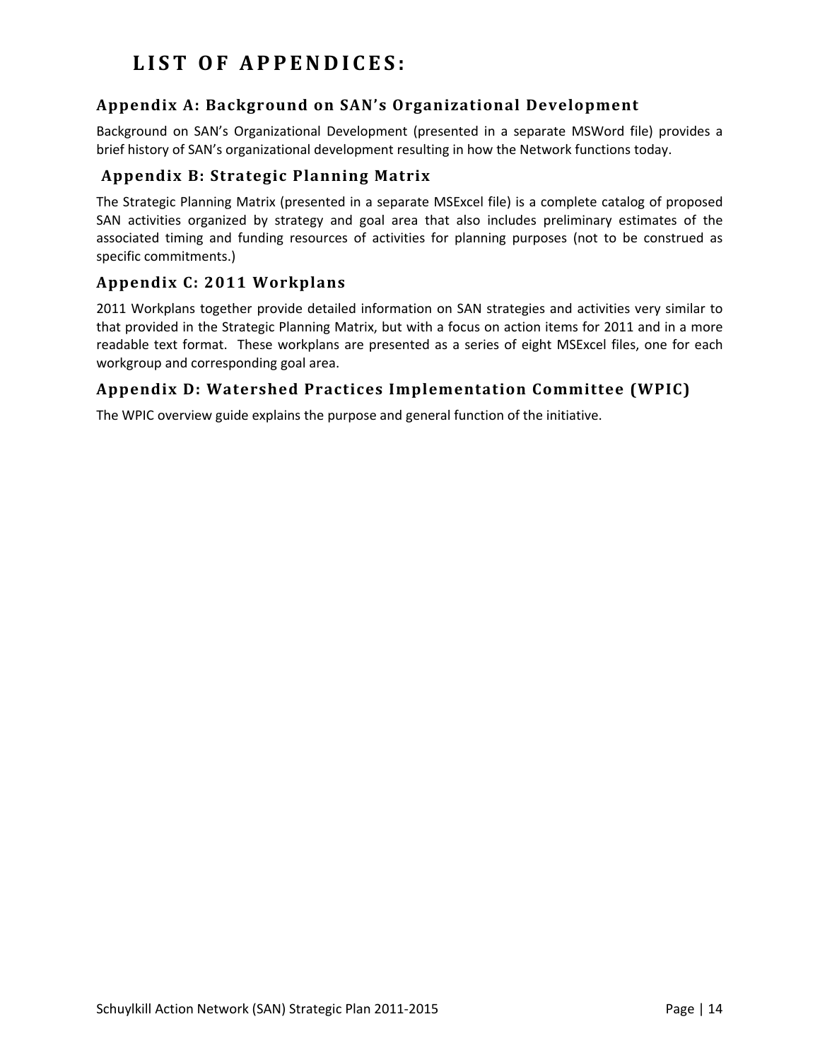# LIST OF APPENDICES:

## Appendix A: Background on SAN's Organizational Development

Background on SAN's Organizational Development (presented in a separate MSWord file) provides a brief history of SAN's organizational development resulting in how the Network functions today.

## Appendix B: Strategic Planning Matrix

The Strategic Planning Matrix (presented in a separate MSExcel file) is a complete catalog of proposed SAN activities organized by strategy and goal area that also includes preliminary estimates of the associated timing and funding resources of activities for planning purposes (not to be construed as specific commitments.)

## Appendix C: 2011 Workplans

2011 Workplans together provide detailed information on SAN strategies and activities very similar to that provided in the Strategic Planning Matrix, but with a focus on action items for 2011 and in a more readable text format. These workplans are presented as a series of eight MSExcel files, one for each workgroup and corresponding goal area.

## Appendix D: Watershed Practices Implementation Committee (WPIC)

The WPIC overview guide explains the purpose and general function of the initiative.